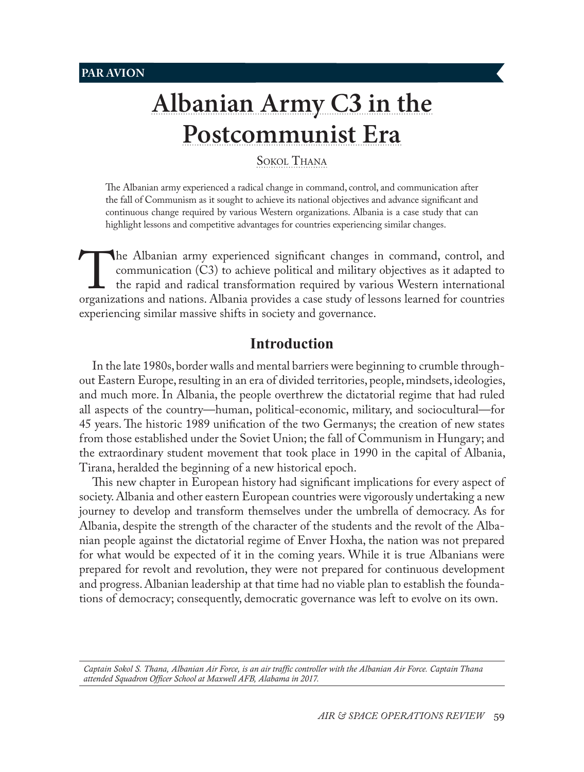PAR AVION

# Albanian Army C3 in the Postcommunist Era

Sokol Thana

The Albanian army experienced a radical change in command, control, and communication after the fall of Communism as it sought to achieve its national objectives and advance significant and continuous change required by various Western organizations. Albania is a case study that can highlight lessons and competitive advantages for countries experiencing similar changes.

The Albanian army experienced significant changes in command, control, and communication (C3) to achieve political and military objectives as it adapted to the rapid and radical transformation required by various Western international organizations and nations. Albania provides a case study of lessons learned for countries experiencing similar massive shifts in society and governance.

## Introduction

In the late 1980s, border walls and mental barriers were beginning to crumble throughout Eastern Europe, resulting in an era of divided territories, people, mindsets, ideologies, and much more. In Albania, the people overthrew the dictatorial regime that had ruled all aspects of the country—human, political-economic, military, and sociocultural—for 45 years. The historic 1989 unification of the two Germanys; the creation of new states from those established under the Soviet Union; the fall of Communism in Hungary; and the extraordinary student movement that took place in 1990 in the capital of Albania, Tirana, heralded the beginning of a new historical epoch.

This new chapter in European history had significant implications for every aspect of society. Albania and other eastern European countries were vigorously undertaking a new journey to develop and transform themselves under the umbrella of democracy. As for Albania, despite the strength of the character of the students and the revolt of the Albanian people against the dictatorial regime of Enver Hoxha, the nation was not prepared for what would be expected of it in the coming years. While it is true Albanians were prepared for revolt and revolution, they were not prepared for continuous development and progress. Albanian leadership at that time had no viable plan to establish the foundations of democracy; consequently, democratic governance was left to evolve on its own.

*Captain Sokol S. Thana, Albanian Air Force, is an air traffic controller with the Albanian Air Force. Captain Thana attended Squadron Officer School at Maxwell AFB, Alabama in 2017.*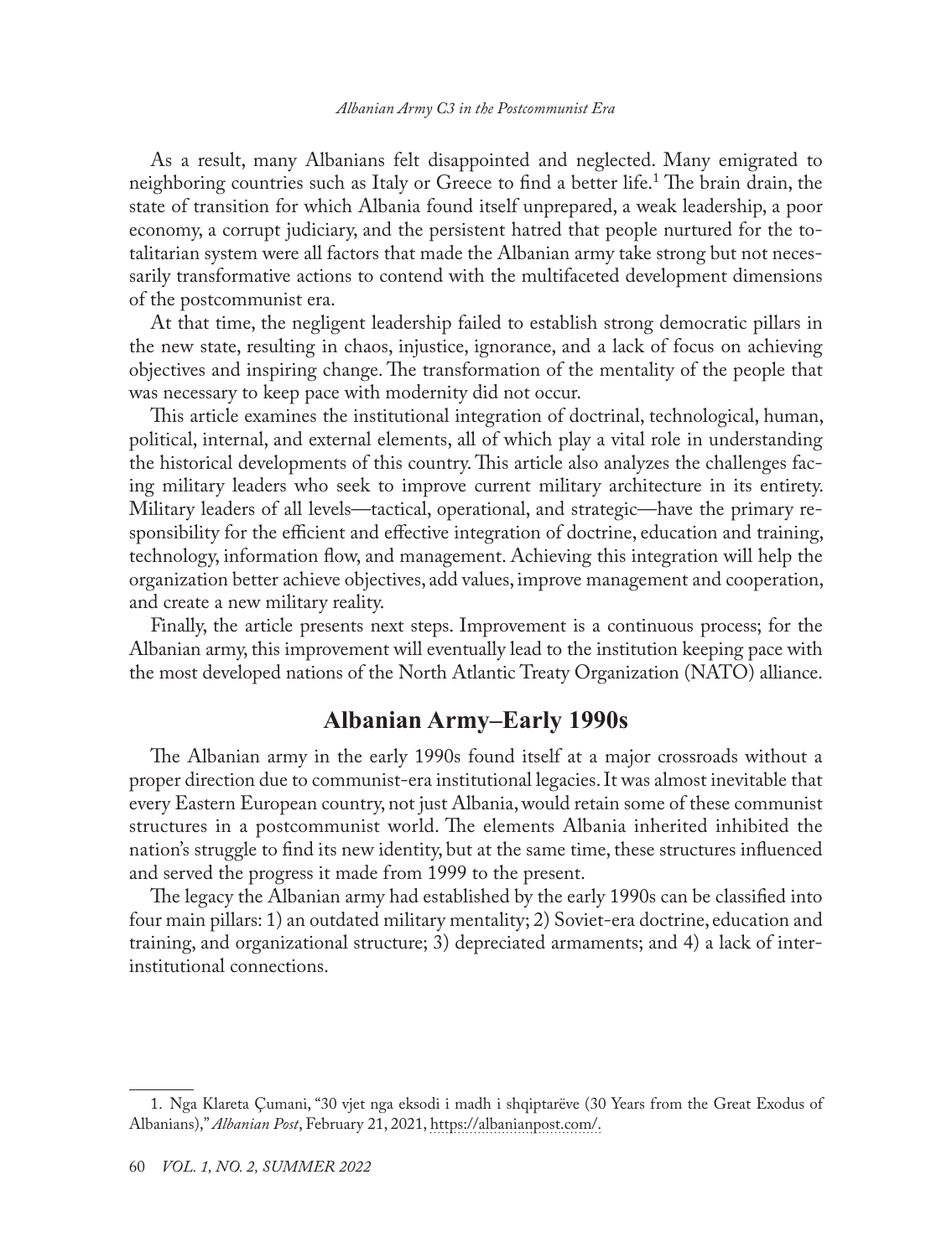As a result, many Albanians felt disappointed and neglected. Many emigrated to neighboring countries such as Italy or Greece to find a better life.[1] The brain drain, the state of transition for which Albania found itself unprepared, a weak leadership, a poor economy, a corrupt judiciary, and the persistent hatred that people nurtured for the totalitarian system were all factors that made the Albanian army take strong but not necessarily transformative actions to contend with the multifaceted development dimensions of the postcommunist era.

At that time, the negligent leadership failed to establish strong democratic pillars in the new state, resulting in chaos, injustice, ignorance, and a lack of focus on achieving objectives and inspiring change. The transformation of the mentality of the people that was necessary to keep pace with modernity did not occur.

This article examines the institutional integration of doctrinal, technological, human, political, internal, and external elements, all of which play a vital role in understanding the historical developments of this country. This article also analyzes the challenges facing military leaders who seek to improve current military architecture in its entirety. Military leaders of all levels—tactical, operational, and strategic—have the primary responsibility for the efficient and effective integration of doctrine, education and training, technology, information flow, and management. Achieving this integration will help the organization better achieve objectives, add values, improve management and cooperation, and create a new military reality.

Finally, the article presents next steps. Improvement is a continuous process; for the Albanian army, this improvement will eventually lead to the institution keeping pace with the most developed nations of the North Atlantic Treaty Organization (NATO) alliance.

## Albanian Army–Early 1990s

The Albanian army in the early 1990s found itself at a major crossroads without a proper direction due to communist-era institutional legacies. It was almost inevitable that every Eastern European country, not just Albania, would retain some of these communist structures in a postcommunist world. The elements Albania inherited inhibited the nation's struggle to find its new identity, but at the same time, these structures influenced and served the progress it made from 1999 to the present.

The legacy the Albanian army had established by the early 1990s can be classified into four main pillars: 1) an outdated military mentality; 2) Soviet-era doctrine, education and training, and organizational structure; 3) depreciated armaments; and 4) a lack of inter-institutional connections.

---

1. Nga Klareta Çumani, "30 vjet nga eksodi i madh i shqiptarëve (30 Years from the Great Exodus of Albanians)," *Albanian Post*, February 21, 2021, https://albanianpost.com/.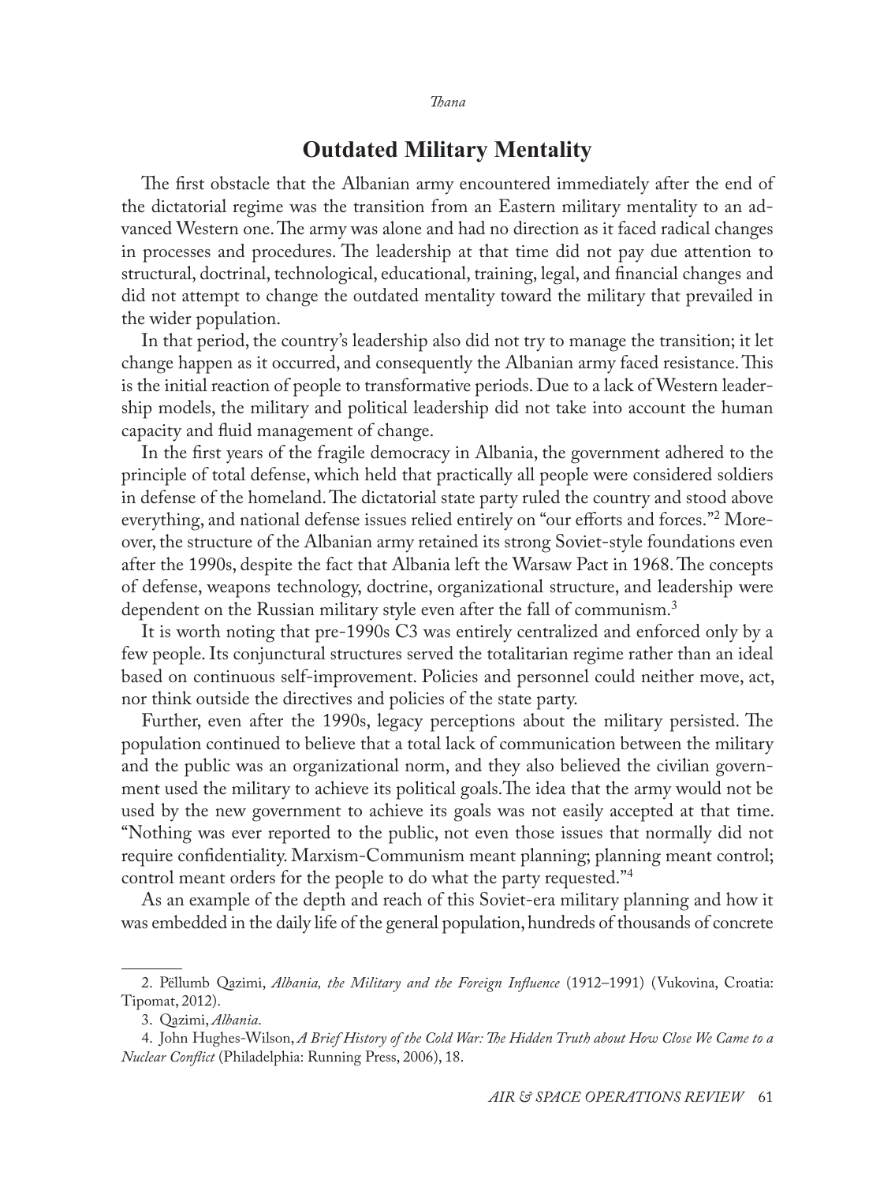## Outdated Military Mentality

The first obstacle that the Albanian army encountered immediately after the end of the dictatorial regime was the transition from an Eastern military mentality to an advanced Western one. The army was alone and had no direction as it faced radical changes in processes and procedures. The leadership at that time did not pay due attention to structural, doctrinal, technological, educational, training, legal, and financial changes and did not attempt to change the outdated mentality toward the military that prevailed in the wider population.

In that period, the country's leadership also did not try to manage the transition; it let change happen as it occurred, and consequently the Albanian army faced resistance. This is the initial reaction of people to transformative periods. Due to a lack of Western leadership models, the military and political leadership did not take into account the human capacity and fluid management of change.

In the first years of the fragile democracy in Albania, the government adhered to the principle of total defense, which held that practically all people were considered soldiers in defense of the homeland. The dictatorial state party ruled the country and stood above everything, and national defense issues relied entirely on "our efforts and forces."[2] Moreover, the structure of the Albanian army retained its strong Soviet-style foundations even after the 1990s, despite the fact that Albania left the Warsaw Pact in 1968. The concepts of defense, weapons technology, doctrine, organizational structure, and leadership were dependent on the Russian military style even after the fall of communism.[3]

It is worth noting that pre-1990s C3 was entirely centralized and enforced only by a few people. Its conjunctural structures served the totalitarian regime rather than an ideal based on continuous self-improvement. Policies and personnel could neither move, act, nor think outside the directives and policies of the state party.

Further, even after the 1990s, legacy perceptions about the military persisted. The population continued to believe that a total lack of communication between the military and the public was an organizational norm, and they also believed the civilian government used the military to achieve its political goals. The idea that the army would not be used by the new government to achieve its goals was not easily accepted at that time. "Nothing was ever reported to the public, not even those issues that normally did not require confidentiality. Marxism-Communism meant planning; planning meant control; control meant orders for the people to do what the party requested."[4]

As an example of the depth and reach of this Soviet-era military planning and how it was embedded in the daily life of the general population, hundreds of thousands of concrete

---

2. Pëllumb Qazimi, *Albania, the Military and the Foreign Influence* (1912–1991) (Vukovina, Croatia: Tipomat, 2012).

3. Qazimi, *Albania*.

4. John Hughes-Wilson, *A Brief History of the Cold War: The Hidden Truth about How Close We Came to a Nuclear Conflict* (Philadelphia: Running Press, 2006), 18.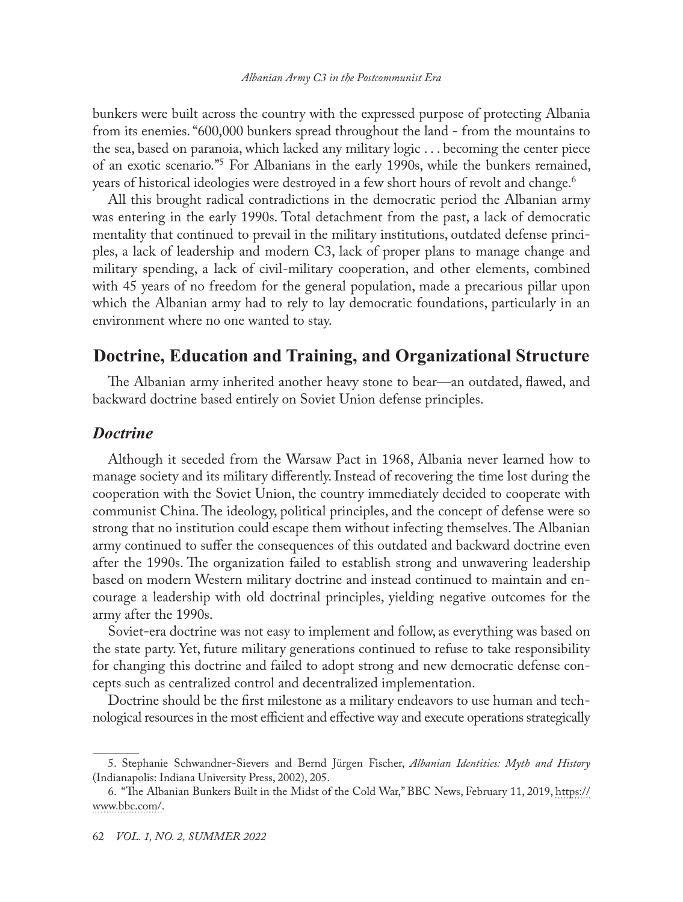bunkers were built across the country with the expressed purpose of protecting Albania from its enemies. "600,000 bunkers spread throughout the land - from the mountains to the sea, based on paranoia, which lacked any military logic . . . becoming the center piece of an exotic scenario."[5] For Albanians in the early 1990s, while the bunkers remained, years of historical ideologies were destroyed in a few short hours of revolt and change.[6]

All this brought radical contradictions in the democratic period the Albanian army was entering in the early 1990s. Total detachment from the past, a lack of democratic mentality that continued to prevail in the military institutions, outdated defense principles, a lack of leadership and modern C3, lack of proper plans to manage change and military spending, a lack of civil-military cooperation, and other elements, combined with 45 years of no freedom for the general population, made a precarious pillar upon which the Albanian army had to rely to lay democratic foundations, particularly in an environment where no one wanted to stay.

## Doctrine, Education and Training, and Organizational Structure

The Albanian army inherited another heavy stone to bear—an outdated, flawed, and backward doctrine based entirely on Soviet Union defense principles.

### *Doctrine*

Although it seceded from the Warsaw Pact in 1968, Albania never learned how to manage society and its military differently. Instead of recovering the time lost during the cooperation with the Soviet Union, the country immediately decided to cooperate with communist China. The ideology, political principles, and the concept of defense were so strong that no institution could escape them without infecting themselves. The Albanian army continued to suffer the consequences of this outdated and backward doctrine even after the 1990s. The organization failed to establish strong and unwavering leadership based on modern Western military doctrine and instead continued to maintain and encourage a leadership with old doctrinal principles, yielding negative outcomes for the army after the 1990s.

Soviet-era doctrine was not easy to implement and follow, as everything was based on the state party. Yet, future military generations continued to refuse to take responsibility for changing this doctrine and failed to adopt strong and new democratic defense concepts such as centralized control and decentralized implementation.

Doctrine should be the first milestone as a military endeavors to use human and technological resources in the most efficient and effective way and execute operations strategically

5. Stephanie Schwandner-Sievers and Bernd Jürgen Fischer, *Albanian Identities: Myth and History* (Indianapolis: Indiana University Press, 2002), 205.

6. "The Albanian Bunkers Built in the Midst of the Cold War," BBC News, February 11, 2019, https://www.bbc.com/.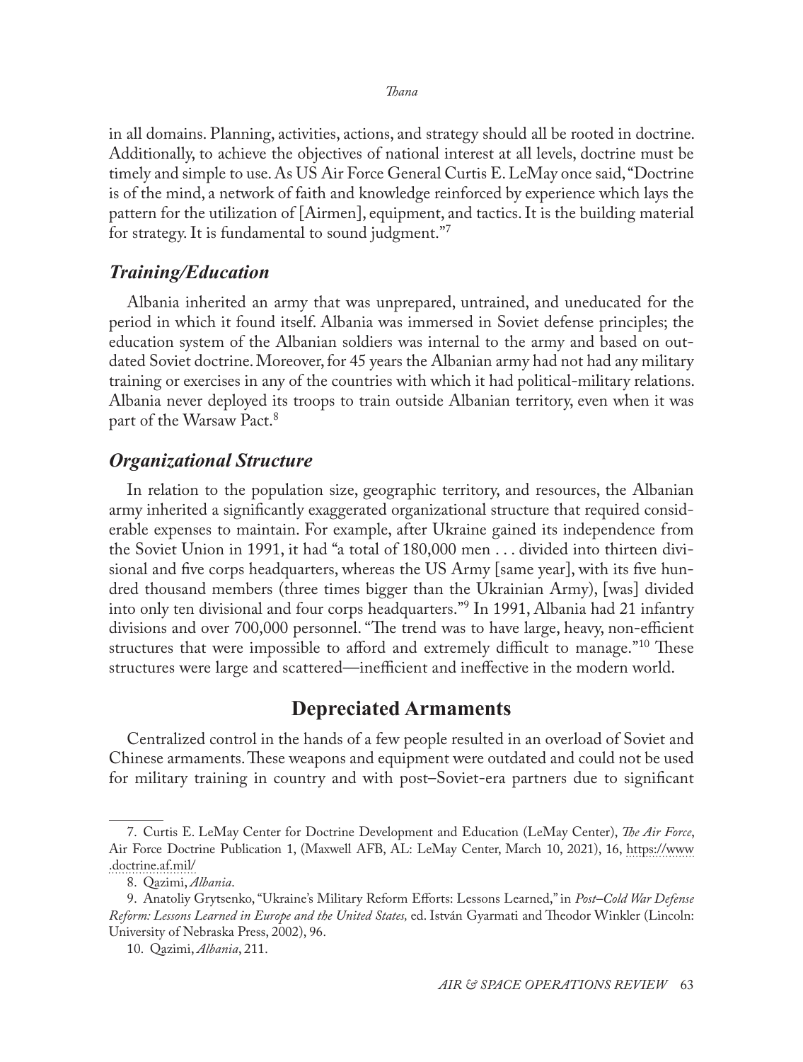in all domains. Planning, activities, actions, and strategy should all be rooted in doctrine. Additionally, to achieve the objectives of national interest at all levels, doctrine must be timely and simple to use. As US Air Force General Curtis E. LeMay once said, "Doctrine is of the mind, a network of faith and knowledge reinforced by experience which lays the pattern for the utilization of [Airmen], equipment, and tactics. It is the building material for strategy. It is fundamental to sound judgment."[7]

### *Training/Education*

Albania inherited an army that was unprepared, untrained, and uneducated for the period in which it found itself. Albania was immersed in Soviet defense principles; the education system of the Albanian soldiers was internal to the army and based on outdated Soviet doctrine. Moreover, for 45 years the Albanian army had not had any military training or exercises in any of the countries with which it had political-military relations. Albania never deployed its troops to train outside Albanian territory, even when it was part of the Warsaw Pact.[8]

### *Organizational Structure*

In relation to the population size, geographic territory, and resources, the Albanian army inherited a significantly exaggerated organizational structure that required considerable expenses to maintain. For example, after Ukraine gained its independence from the Soviet Union in 1991, it had "a total of 180,000 men . . . divided into thirteen divisional and five corps headquarters, whereas the US Army [same year], with its five hundred thousand members (three times bigger than the Ukrainian Army), [was] divided into only ten divisional and four corps headquarters."[9] In 1991, Albania had 21 infantry divisions and over 700,000 personnel. "The trend was to have large, heavy, non-efficient structures that were impossible to afford and extremely difficult to manage."[10] These structures were large and scattered—inefficient and ineffective in the modern world.

## Depreciated Armaments

Centralized control in the hands of a few people resulted in an overload of Soviet and Chinese armaments. These weapons and equipment were outdated and could not be used for military training in country and with post–Soviet-era partners due to significant

7. Curtis E. LeMay Center for Doctrine Development and Education (LeMay Center), *The Air Force*, Air Force Doctrine Publication 1, (Maxwell AFB, AL: LeMay Center, March 10, 2021), 16, https://www.doctrine.af.mil/

8. Qazimi, *Albania*.

9. Anatoliy Grytsenko, "Ukraine's Military Reform Efforts: Lessons Learned," in *Post–Cold War Defense Reform: Lessons Learned in Europe and the United States,* ed. István Gyarmati and Theodor Winkler (Lincoln: University of Nebraska Press, 2002), 96.

10. Qazimi, *Albania*, 211.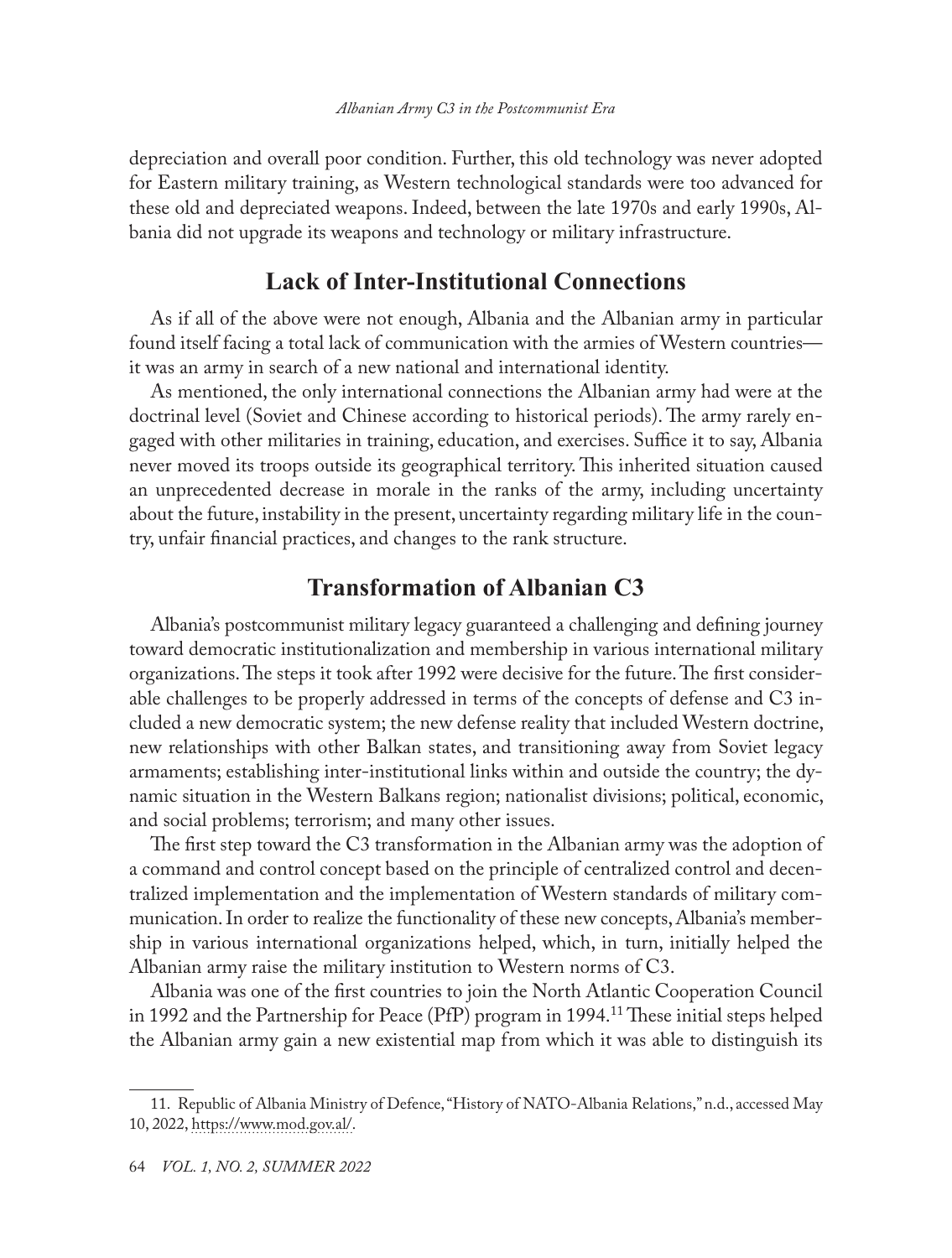depreciation and overall poor condition. Further, this old technology was never adopted for Eastern military training, as Western technological standards were too advanced for these old and depreciated weapons. Indeed, between the late 1970s and early 1990s, Albania did not upgrade its weapons and technology or military infrastructure.

## Lack of Inter-Institutional Connections

As if all of the above were not enough, Albania and the Albanian army in particular found itself facing a total lack of communication with the armies of Western countries—it was an army in search of a new national and international identity.

As mentioned, the only international connections the Albanian army had were at the doctrinal level (Soviet and Chinese according to historical periods). The army rarely engaged with other militaries in training, education, and exercises. Suffice it to say, Albania never moved its troops outside its geographical territory. This inherited situation caused an unprecedented decrease in morale in the ranks of the army, including uncertainty about the future, instability in the present, uncertainty regarding military life in the country, unfair financial practices, and changes to the rank structure.

## Transformation of Albanian C3

Albania's postcommunist military legacy guaranteed a challenging and defining journey toward democratic institutionalization and membership in various international military organizations. The steps it took after 1992 were decisive for the future. The first considerable challenges to be properly addressed in terms of the concepts of defense and C3 included a new democratic system; the new defense reality that included Western doctrine, new relationships with other Balkan states, and transitioning away from Soviet legacy armaments; establishing inter-institutional links within and outside the country; the dynamic situation in the Western Balkans region; nationalist divisions; political, economic, and social problems; terrorism; and many other issues.

The first step toward the C3 transformation in the Albanian army was the adoption of a command and control concept based on the principle of centralized control and decentralized implementation and the implementation of Western standards of military communication. In order to realize the functionality of these new concepts, Albania's membership in various international organizations helped, which, in turn, initially helped the Albanian army raise the military institution to Western norms of C3.

Albania was one of the first countries to join the North Atlantic Cooperation Council in 1992 and the Partnership for Peace (PfP) program in 1994.[11] These initial steps helped the Albanian army gain a new existential map from which it was able to distinguish its

---

11. Republic of Albania Ministry of Defence, "History of NATO-Albania Relations," n.d., accessed May 10, 2022, https://www.mod.gov.al/.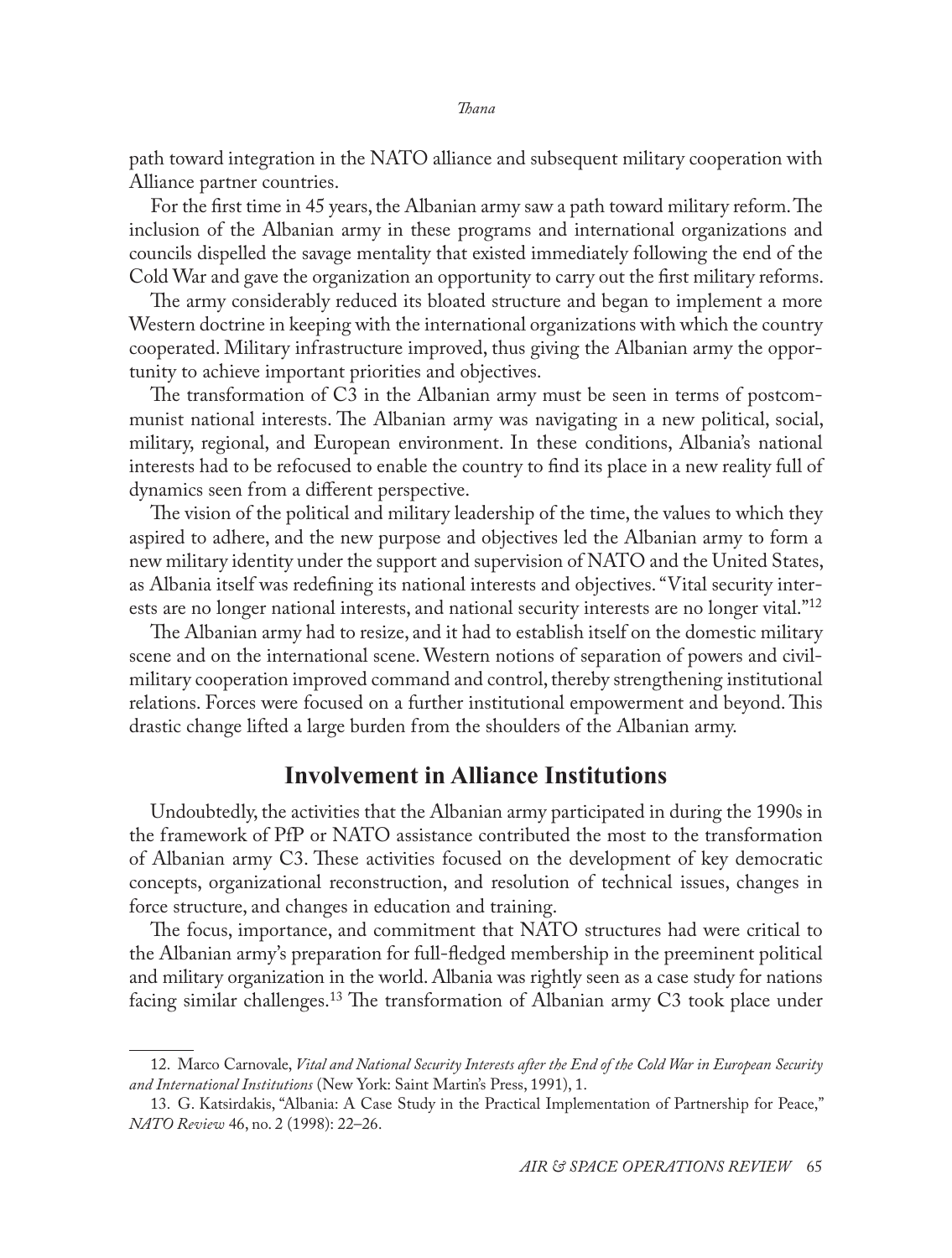path toward integration in the NATO alliance and subsequent military cooperation with Alliance partner countries.

For the first time in 45 years, the Albanian army saw a path toward military reform. The inclusion of the Albanian army in these programs and international organizations and councils dispelled the savage mentality that existed immediately following the end of the Cold War and gave the organization an opportunity to carry out the first military reforms.

The army considerably reduced its bloated structure and began to implement a more Western doctrine in keeping with the international organizations with which the country cooperated. Military infrastructure improved, thus giving the Albanian army the opportunity to achieve important priorities and objectives.

The transformation of C3 in the Albanian army must be seen in terms of postcommunist national interests. The Albanian army was navigating in a new political, social, military, regional, and European environment. In these conditions, Albania's national interests had to be refocused to enable the country to find its place in a new reality full of dynamics seen from a different perspective.

The vision of the political and military leadership of the time, the values to which they aspired to adhere, and the new purpose and objectives led the Albanian army to form a new military identity under the support and supervision of NATO and the United States, as Albania itself was redefining its national interests and objectives. "Vital security interests are no longer national interests, and national security interests are no longer vital."[12]

The Albanian army had to resize, and it had to establish itself on the domestic military scene and on the international scene. Western notions of separation of powers and civil-military cooperation improved command and control, thereby strengthening institutional relations. Forces were focused on a further institutional empowerment and beyond. This drastic change lifted a large burden from the shoulders of the Albanian army.

## Involvement in Alliance Institutions

Undoubtedly, the activities that the Albanian army participated in during the 1990s in the framework of PfP or NATO assistance contributed the most to the transformation of Albanian army C3. These activities focused on the development of key democratic concepts, organizational reconstruction, and resolution of technical issues, changes in force structure, and changes in education and training.

The focus, importance, and commitment that NATO structures had were critical to the Albanian army's preparation for full-fledged membership in the preeminent political and military organization in the world. Albania was rightly seen as a case study for nations facing similar challenges.[13] The transformation of Albanian army C3 took place under

---

12. Marco Carnovale, *Vital and National Security Interests after the End of the Cold War in European Security and International Institutions* (New York: Saint Martin's Press, 1991), 1.

13. G. Katsirdakis, "Albania: A Case Study in the Practical Implementation of Partnership for Peace," *NATO Review* 46, no. 2 (1998): 22–26.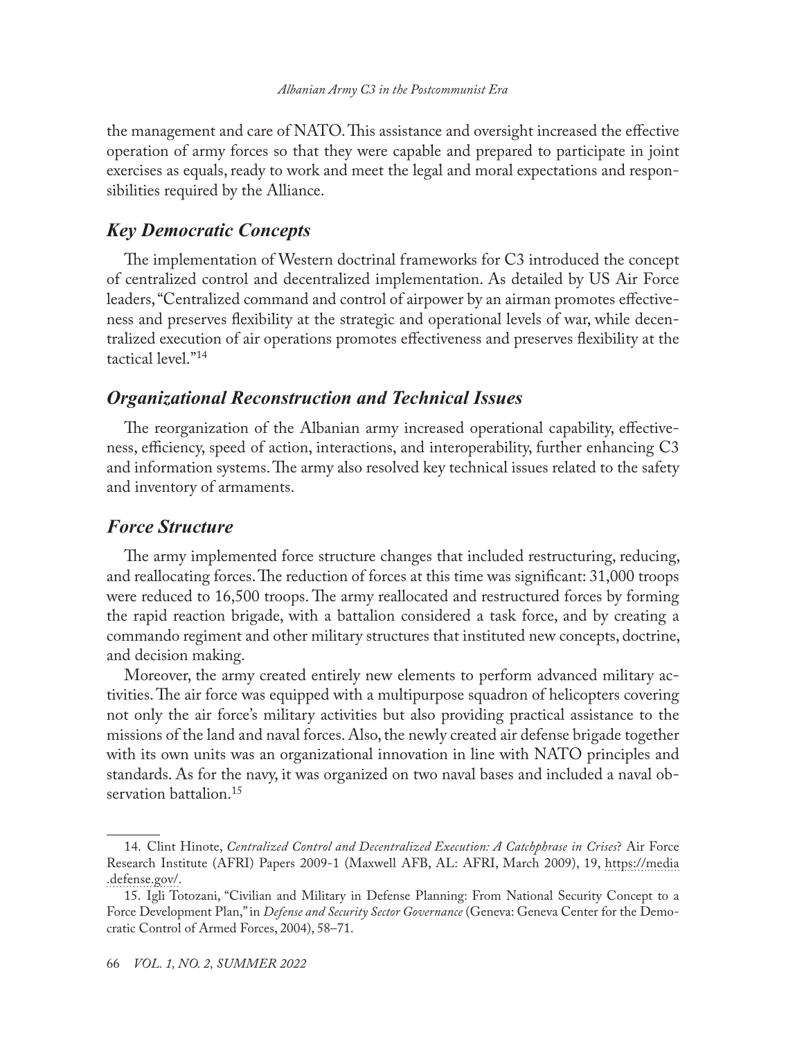the management and care of NATO. This assistance and oversight increased the effective operation of army forces so that they were capable and prepared to participate in joint exercises as equals, ready to work and meet the legal and moral expectations and responsibilities required by the Alliance.

## *Key Democratic Concepts*

The implementation of Western doctrinal frameworks for C3 introduced the concept of centralized control and decentralized implementation. As detailed by US Air Force leaders, "Centralized command and control of airpower by an airman promotes effectiveness and preserves flexibility at the strategic and operational levels of war, while decentralized execution of air operations promotes effectiveness and preserves flexibility at the tactical level."[14]

## *Organizational Reconstruction and Technical Issues*

The reorganization of the Albanian army increased operational capability, effectiveness, efficiency, speed of action, interactions, and interoperability, further enhancing C3 and information systems. The army also resolved key technical issues related to the safety and inventory of armaments.

## *Force Structure*

The army implemented force structure changes that included restructuring, reducing, and reallocating forces. The reduction of forces at this time was significant: 31,000 troops were reduced to 16,500 troops. The army reallocated and restructured forces by forming the rapid reaction brigade, with a battalion considered a task force, and by creating a commando regiment and other military structures that instituted new concepts, doctrine, and decision making.

Moreover, the army created entirely new elements to perform advanced military activities. The air force was equipped with a multipurpose squadron of helicopters covering not only the air force's military activities but also providing practical assistance to the missions of the land and naval forces. Also, the newly created air defense brigade together with its own units was an organizational innovation in line with NATO principles and standards. As for the navy, it was organized on two naval bases and included a naval observation battalion.[15]

---

14. Clint Hinote, *Centralized Control and Decentralized Execution: A Catchphrase in Crises*? Air Force Research Institute (AFRI) Papers 2009-1 (Maxwell AFB, AL: AFRI, March 2009), 19, https://media.defense.gov/.

15. Igli Totozani, "Civilian and Military in Defense Planning: From National Security Concept to a Force Development Plan," in *Defense and Security Sector Governance* (Geneva: Geneva Center for the Democratic Control of Armed Forces, 2004), 58–71.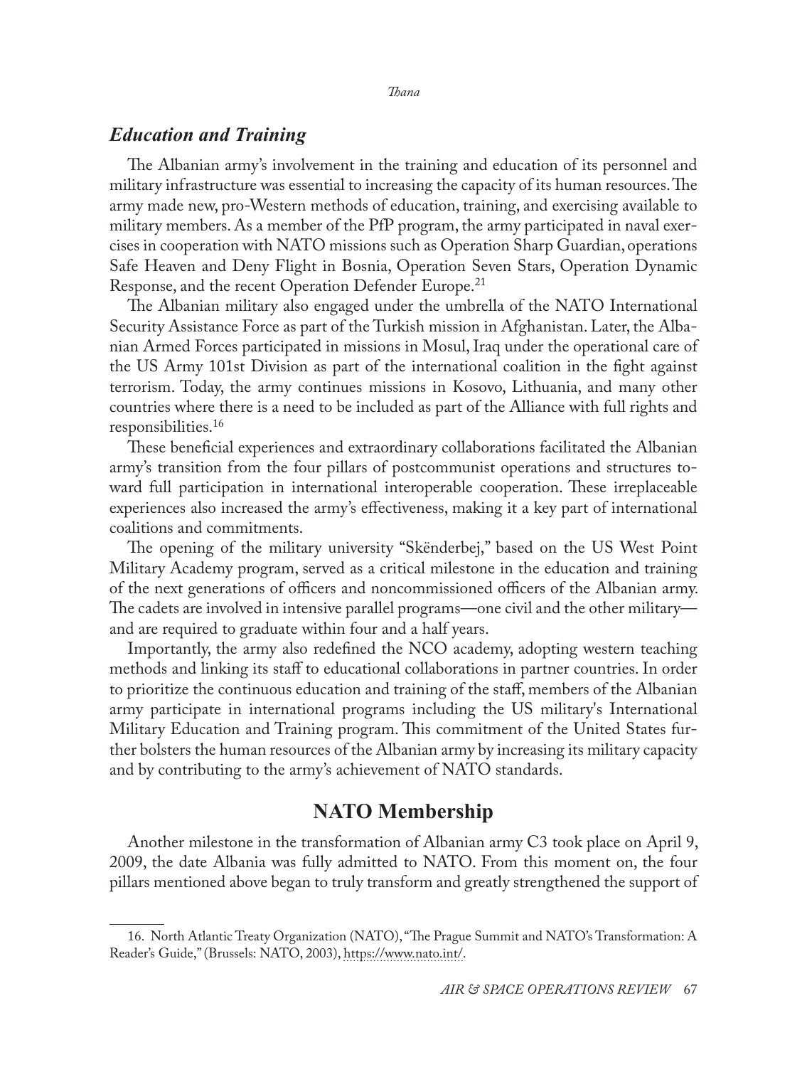### *Education and Training*

The Albanian army's involvement in the training and education of its personnel and military infrastructure was essential to increasing the capacity of its human resources. The army made new, pro-Western methods of education, training, and exercising available to military members. As a member of the PfP program, the army participated in naval exercises in cooperation with NATO missions such as Operation Sharp Guardian, operations Safe Heaven and Deny Flight in Bosnia, Operation Seven Stars, Operation Dynamic Response, and the recent Operation Defender Europe.[21]

The Albanian military also engaged under the umbrella of the NATO International Security Assistance Force as part of the Turkish mission in Afghanistan. Later, the Albanian Armed Forces participated in missions in Mosul, Iraq under the operational care of the US Army 101st Division as part of the international coalition in the fight against terrorism. Today, the army continues missions in Kosovo, Lithuania, and many other countries where there is a need to be included as part of the Alliance with full rights and responsibilities.[16]

These beneficial experiences and extraordinary collaborations facilitated the Albanian army's transition from the four pillars of postcommunist operations and structures toward full participation in international interoperable cooperation. These irreplaceable experiences also increased the army's effectiveness, making it a key part of international coalitions and commitments.

The opening of the military university "Skënderbej," based on the US West Point Military Academy program, served as a critical milestone in the education and training of the next generations of officers and noncommissioned officers of the Albanian army. The cadets are involved in intensive parallel programs—one civil and the other military—and are required to graduate within four and a half years.

Importantly, the army also redefined the NCO academy, adopting western teaching methods and linking its staff to educational collaborations in partner countries. In order to prioritize the continuous education and training of the staff, members of the Albanian army participate in international programs including the US military's International Military Education and Training program. This commitment of the United States further bolsters the human resources of the Albanian army by increasing its military capacity and by contributing to the army's achievement of NATO standards.

## NATO Membership

Another milestone in the transformation of Albanian army C3 took place on April 9, 2009, the date Albania was fully admitted to NATO. From this moment on, the four pillars mentioned above began to truly transform and greatly strengthened the support of

16. North Atlantic Treaty Organization (NATO), "The Prague Summit and NATO's Transformation: A Reader's Guide," (Brussels: NATO, 2003), https://www.nato.int/.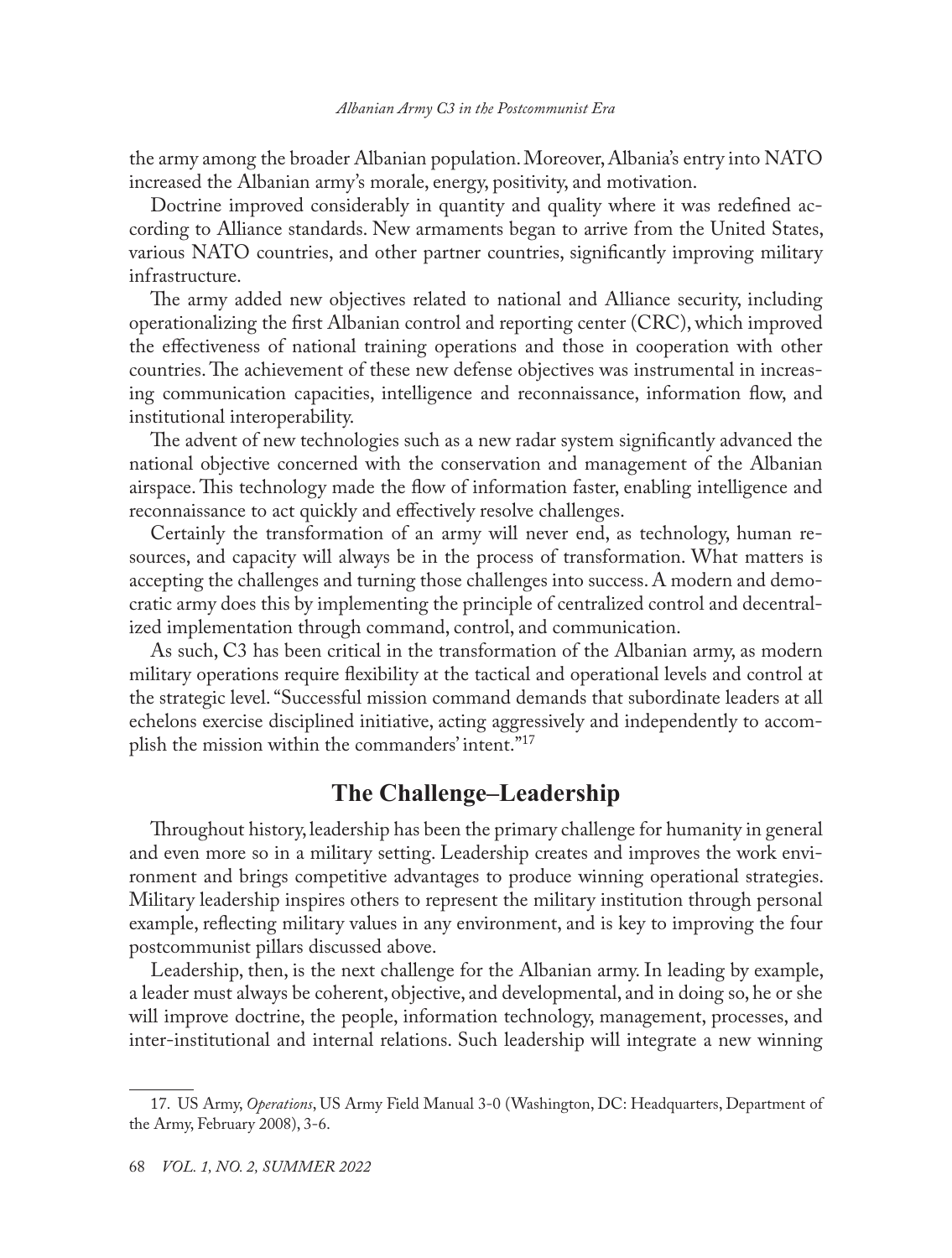the army among the broader Albanian population. Moreover, Albania's entry into NATO increased the Albanian army's morale, energy, positivity, and motivation.

Doctrine improved considerably in quantity and quality where it was redefined according to Alliance standards. New armaments began to arrive from the United States, various NATO countries, and other partner countries, significantly improving military infrastructure.

The army added new objectives related to national and Alliance security, including operationalizing the first Albanian control and reporting center (CRC), which improved the effectiveness of national training operations and those in cooperation with other countries. The achievement of these new defense objectives was instrumental in increasing communication capacities, intelligence and reconnaissance, information flow, and institutional interoperability.

The advent of new technologies such as a new radar system significantly advanced the national objective concerned with the conservation and management of the Albanian airspace. This technology made the flow of information faster, enabling intelligence and reconnaissance to act quickly and effectively resolve challenges.

Certainly the transformation of an army will never end, as technology, human resources, and capacity will always be in the process of transformation. What matters is accepting the challenges and turning those challenges into success. A modern and democratic army does this by implementing the principle of centralized control and decentralized implementation through command, control, and communication.

As such, C3 has been critical in the transformation of the Albanian army, as modern military operations require flexibility at the tactical and operational levels and control at the strategic level. "Successful mission command demands that subordinate leaders at all echelons exercise disciplined initiative, acting aggressively and independently to accomplish the mission within the commanders' intent."[17]

## The Challenge–Leadership

Throughout history, leadership has been the primary challenge for humanity in general and even more so in a military setting. Leadership creates and improves the work environment and brings competitive advantages to produce winning operational strategies. Military leadership inspires others to represent the military institution through personal example, reflecting military values in any environment, and is key to improving the four postcommunist pillars discussed above.

Leadership, then, is the next challenge for the Albanian army. In leading by example, a leader must always be coherent, objective, and developmental, and in doing so, he or she will improve doctrine, the people, information technology, management, processes, and inter-institutional and internal relations. Such leadership will integrate a new winning

---

17. US Army, *Operations*, US Army Field Manual 3-0 (Washington, DC: Headquarters, Department of the Army, February 2008), 3-6.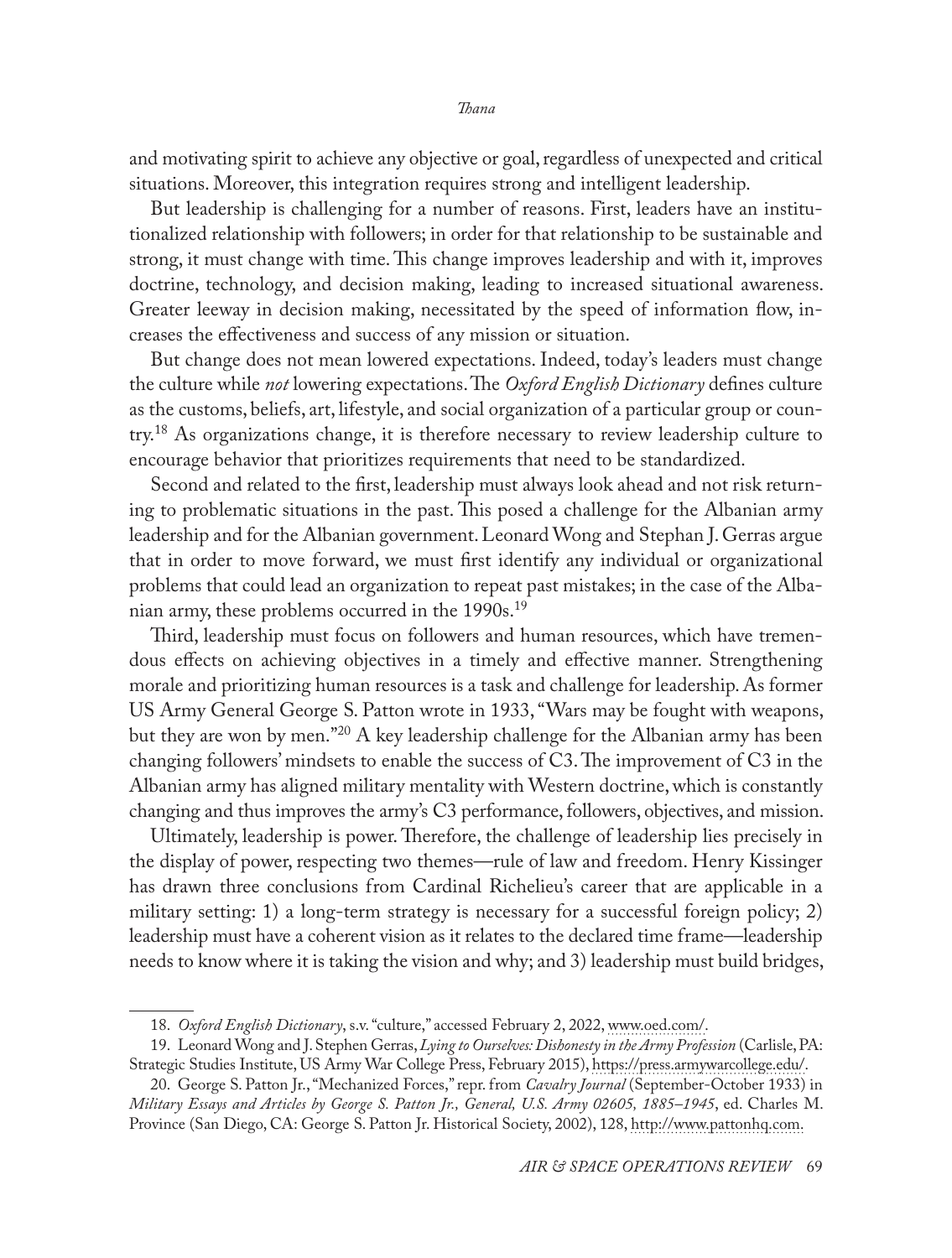and motivating spirit to achieve any objective or goal, regardless of unexpected and critical situations. Moreover, this integration requires strong and intelligent leadership.

But leadership is challenging for a number of reasons. First, leaders have an institutionalized relationship with followers; in order for that relationship to be sustainable and strong, it must change with time. This change improves leadership and with it, improves doctrine, technology, and decision making, leading to increased situational awareness. Greater leeway in decision making, necessitated by the speed of information flow, increases the effectiveness and success of any mission or situation.

But change does not mean lowered expectations. Indeed, today's leaders must change the culture while *not* lowering expectations. The *Oxford English Dictionary* defines culture as the customs, beliefs, art, lifestyle, and social organization of a particular group or country.[18] As organizations change, it is therefore necessary to review leadership culture to encourage behavior that prioritizes requirements that need to be standardized.

Second and related to the first, leadership must always look ahead and not risk returning to problematic situations in the past. This posed a challenge for the Albanian army leadership and for the Albanian government. Leonard Wong and Stephan J. Gerras argue that in order to move forward, we must first identify any individual or organizational problems that could lead an organization to repeat past mistakes; in the case of the Albanian army, these problems occurred in the 1990s.[19]

Third, leadership must focus on followers and human resources, which have tremendous effects on achieving objectives in a timely and effective manner. Strengthening morale and prioritizing human resources is a task and challenge for leadership. As former US Army General George S. Patton wrote in 1933, "Wars may be fought with weapons, but they are won by men."[20] A key leadership challenge for the Albanian army has been changing followers' mindsets to enable the success of C3. The improvement of C3 in the Albanian army has aligned military mentality with Western doctrine, which is constantly changing and thus improves the army's C3 performance, followers, objectives, and mission.

Ultimately, leadership is power. Therefore, the challenge of leadership lies precisely in the display of power, respecting two themes—rule of law and freedom. Henry Kissinger has drawn three conclusions from Cardinal Richelieu's career that are applicable in a military setting: 1) a long-term strategy is necessary for a successful foreign policy; 2) leadership must have a coherent vision as it relates to the declared time frame—leadership needs to know where it is taking the vision and why; and 3) leadership must build bridges,

---

18. *Oxford English Dictionary*, s.v. "culture," accessed February 2, 2022, www.oed.com/.

19. Leonard Wong and J. Stephen Gerras, *Lying to Ourselves: Dishonesty in the Army Profession* (Carlisle, PA: Strategic Studies Institute, US Army War College Press, February 2015), https://press.armywarcollege.edu/.

20. George S. Patton Jr., "Mechanized Forces," repr. from *Cavalry Journal* (September-October 1933) in *Military Essays and Articles by George S. Patton Jr., General, U.S. Army 02605, 1885–1945*, ed. Charles M. Province (San Diego, CA: George S. Patton Jr. Historical Society, 2002), 128, http://www.pattonhq.com.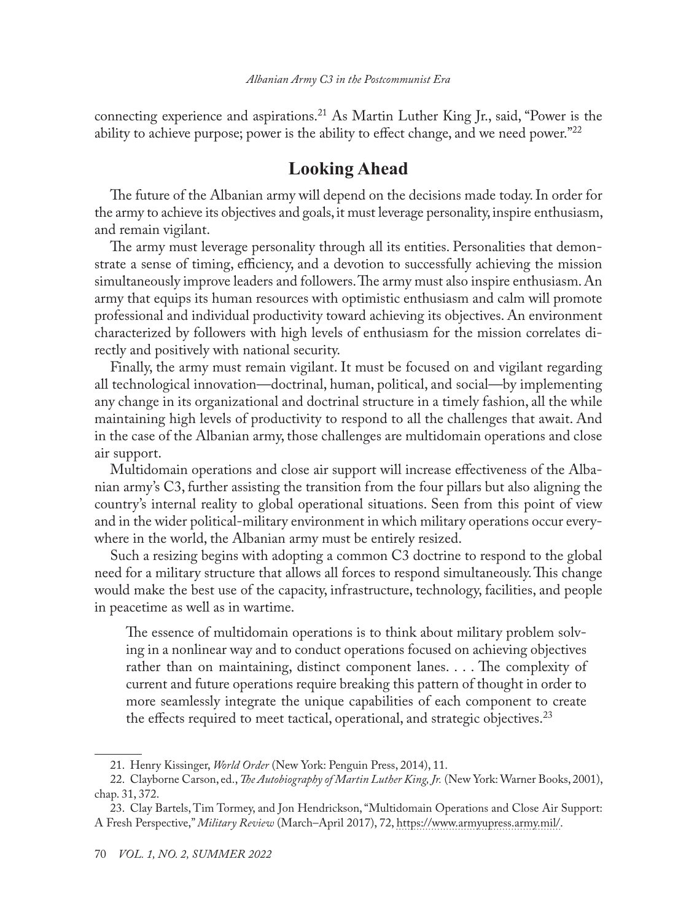connecting experience and aspirations.[21] As Martin Luther King Jr., said, "Power is the ability to achieve purpose; power is the ability to effect change, and we need power."[22]

## Looking Ahead

The future of the Albanian army will depend on the decisions made today. In order for the army to achieve its objectives and goals, it must leverage personality, inspire enthusiasm, and remain vigilant.

The army must leverage personality through all its entities. Personalities that demonstrate a sense of timing, efficiency, and a devotion to successfully achieving the mission simultaneously improve leaders and followers. The army must also inspire enthusiasm. An army that equips its human resources with optimistic enthusiasm and calm will promote professional and individual productivity toward achieving its objectives. An environment characterized by followers with high levels of enthusiasm for the mission correlates directly and positively with national security.

Finally, the army must remain vigilant. It must be focused on and vigilant regarding all technological innovation—doctrinal, human, political, and social—by implementing any change in its organizational and doctrinal structure in a timely fashion, all the while maintaining high levels of productivity to respond to all the challenges that await. And in the case of the Albanian army, those challenges are multidomain operations and close air support.

Multidomain operations and close air support will increase effectiveness of the Albanian army's C3, further assisting the transition from the four pillars but also aligning the country's internal reality to global operational situations. Seen from this point of view and in the wider political-military environment in which military operations occur everywhere in the world, the Albanian army must be entirely resized.

Such a resizing begins with adopting a common C3 doctrine to respond to the global need for a military structure that allows all forces to respond simultaneously. This change would make the best use of the capacity, infrastructure, technology, facilities, and people in peacetime as well as in wartime.

> The essence of multidomain operations is to think about military problem solving in a nonlinear way and to conduct operations focused on achieving objectives rather than on maintaining, distinct component lanes. . . . The complexity of current and future operations require breaking this pattern of thought in order to more seamlessly integrate the unique capabilities of each component to create the effects required to meet tactical, operational, and strategic objectives.[23]

---

21. Henry Kissinger, *World Order* (New York: Penguin Press, 2014), 11.

22. Clayborne Carson, ed., *The Autobiography of Martin Luther King, Jr.* (New York: Warner Books, 2001), chap. 31, 372.

23. Clay Bartels, Tim Tormey, and Jon Hendrickson, "Multidomain Operations and Close Air Support: A Fresh Perspective," *Military Review* (March–April 2017), 72, https://www.armyupress.army.mil/.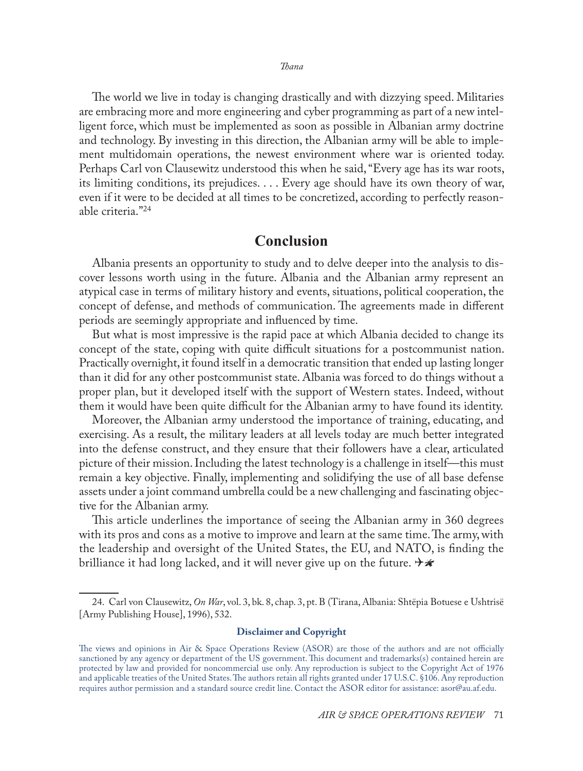The world we live in today is changing drastically and with dizzying speed. Militaries are embracing more and more engineering and cyber programming as part of a new intelligent force, which must be implemented as soon as possible in Albanian army doctrine and technology. By investing in this direction, the Albanian army will be able to implement multidomain operations, the newest environment where war is oriented today. Perhaps Carl von Clausewitz understood this when he said, "Every age has its war roots, its limiting conditions, its prejudices. . . . Every age should have its own theory of war, even if it were to be decided at all times to be concretized, according to perfectly reasonable criteria."[24]

## Conclusion

Albania presents an opportunity to study and to delve deeper into the analysis to discover lessons worth using in the future. Albania and the Albanian army represent an atypical case in terms of military history and events, situations, political cooperation, the concept of defense, and methods of communication. The agreements made in different periods are seemingly appropriate and influenced by time.

But what is most impressive is the rapid pace at which Albania decided to change its concept of the state, coping with quite difficult situations for a postcommunist nation. Practically overnight, it found itself in a democratic transition that ended up lasting longer than it did for any other postcommunist state. Albania was forced to do things without a proper plan, but it developed itself with the support of Western states. Indeed, without them it would have been quite difficult for the Albanian army to have found its identity.

Moreover, the Albanian army understood the importance of training, educating, and exercising. As a result, the military leaders at all levels today are much better integrated into the defense construct, and they ensure that their followers have a clear, articulated picture of their mission. Including the latest technology is a challenge in itself—this must remain a key objective. Finally, implementing and solidifying the use of all base defense assets under a joint command umbrella could be a new challenging and fascinating objective for the Albanian army.

This article underlines the importance of seeing the Albanian army in 360 degrees with its pros and cons as a motive to improve and learn at the same time. The army, with the leadership and oversight of the United States, the EU, and NATO, is finding the brilliance it had long lacked, and it will never give up on the future.

24. Carl von Clausewitz, *On War*, vol. 3, bk. 8, chap. 3, pt. B (Tirana, Albania: Shtëpia Botuese e Ushtrisë [Army Publishing House], 1996), 532.

**Disclaimer and Copyright**

The views and opinions in Air & Space Operations Review (ASOR) are those of the authors and are not officially sanctioned by any agency or department of the US government. This document and trademarks(s) contained herein are protected by law and provided for noncommercial use only. Any reproduction is subject to the Copyright Act of 1976 and applicable treaties of the United States. The authors retain all rights granted under 17 U.S.C. §106. Any reproduction requires author permission and a standard source credit line. Contact the ASOR editor for assistance: asor@au.af.edu.